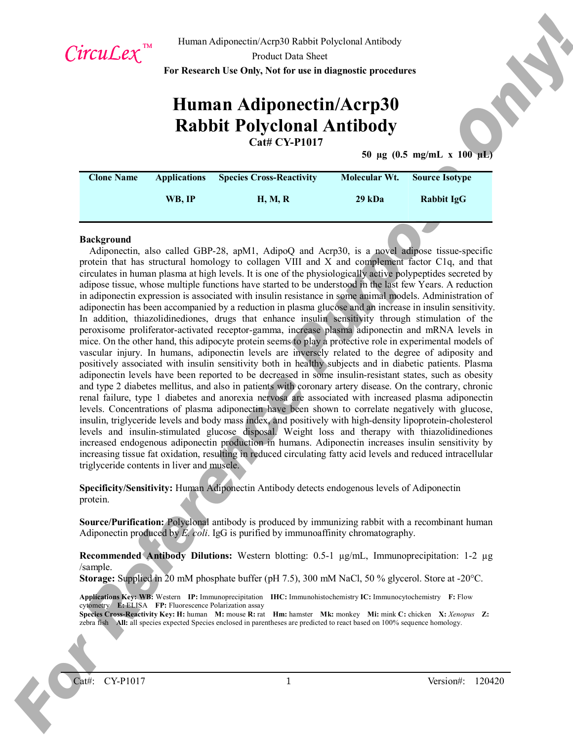CircuLex™

Human Adiponectin/Acrp30 Rabbit Polyclonal Antibody
Product Data Sheet
**For Research Use Only, Not for use in diagnostic procedures**

# Human Adiponectin/Acrp30 Rabbit Polyclonal Antibody

**Cat# CY-P1017**

**50 µg (0.5 mg/mL x 100 µL)**

| Clone Name | Applications | Species Cross-Reactivity | Molecular Wt. | Source Isotype |
|---|---|---|---|---|
| | WB, IP | H, M, R | 29 kDa | Rabbit IgG |

**Background**

Adiponectin, also called GBP-28, apM1, AdipoQ and Acrp30, is a novel adipose tissue-specific protein that has structural homology to collagen VIII and X and complement factor C1q, and that circulates in human plasma at high levels. It is one of the physiologically active polypeptides secreted by adipose tissue, whose multiple functions have started to be understood in the last few Years. A reduction in adiponectin expression is associated with insulin resistance in some animal models. Administration of adiponectin has been accompanied by a reduction in plasma glucose and an increase in insulin sensitivity. In addition, thiazolidinediones, drugs that enhance insulin sensitivity through stimulation of the peroxisome proliferator-activated receptor-gamma, increase plasma adiponectin and mRNA levels in mice. On the other hand, this adipocyte protein seems to play a protective role in experimental models of vascular injury. In humans, adiponectin levels are inversely related to the degree of adiposity and positively associated with insulin sensitivity both in healthy subjects and in diabetic patients. Plasma adiponectin levels have been reported to be decreased in some insulin-resistant states, such as obesity and type 2 diabetes mellitus, and also in patients with coronary artery disease. On the contrary, chronic renal failure, type 1 diabetes and anorexia nervosa are associated with increased plasma adiponectin levels. Concentrations of plasma adiponectin have been shown to correlate negatively with glucose, insulin, triglyceride levels and body mass index, and positively with high-density lipoprotein-cholesterol levels and insulin-stimulated glucose disposal. Weight loss and therapy with thiazolidinediones increased endogenous adiponectin production in humans. Adiponectin increases insulin sensitivity by increasing tissue fat oxidation, resulting in reduced circulating fatty acid levels and reduced intracellular triglyceride contents in liver and muscle.

**Specificity/Sensitivity:** Human Adiponectin Antibody detects endogenous levels of Adiponectin protein.

**Source/Purification:** Polyclonal antibody is produced by immunizing rabbit with a recombinant human Adiponectin produced by *E. coli*. IgG is purified by immunoaffinity chromatography.

**Recommended Antibody Dilutions:** Western blotting: 0.5-1 µg/mL, Immunoprecipitation: 1-2 µg /sample.

**Storage:** Supplied in 20 mM phosphate buffer (pH 7.5), 300 mM NaCl, 50 % glycerol. Store at -20°C.

**Applications Key: WB:** Western **IP:** Immunoprecipitation **IHC:** Immunohistochemistry **IC:** Immunocytochemistry **F:** Flow cytometry **E:** ELISA **FP:** Fluorescence Polarization assay
**Species Cross-Reactivity Key: H:** human **M:** mouse **R:** rat **Hm:** hamster **Mk:** monkey **Mi:** mink **C:** chicken **X:** *Xenopus* **Z:** zebra fish **All:** all species expected Species enclosed in parentheses are predicted to react based on 100% sequence homology.

For Reference Purpose Only!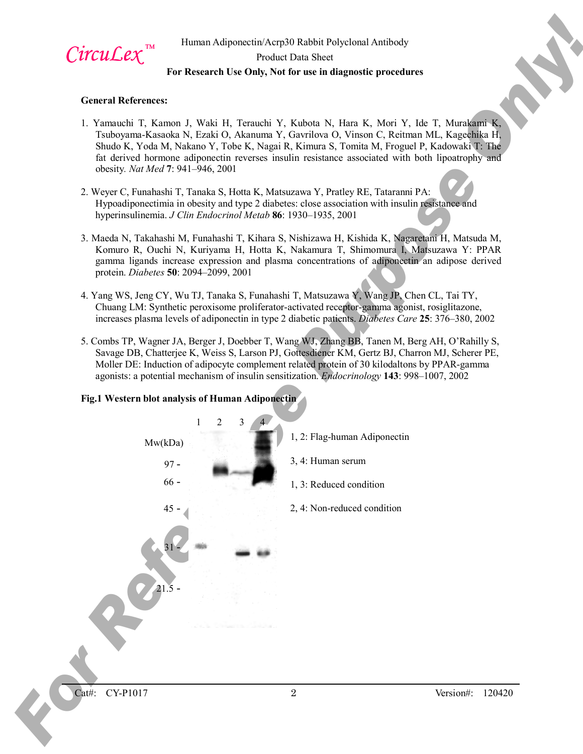## General References:

1. Yamauchi T, Kamon J, Waki H, Terauchi Y, Kubota N, Hara K, Mori Y, Ide T, Murakami K, Tsuboyama-Kasaoka N, Ezaki O, Akanuma Y, Gavrilova O, Vinson C, Reitman ML, Kagechika H, Shudo K, Yoda M, Nakano Y, Tobe K, Nagai R, Kimura S, Tomita M, Froguel P, Kadowaki T: The fat derived hormone adiponectin reverses insulin resistance associated with both lipoatrophy and obesity. *Nat Med* **7**: 941–946, 2001

2. Weyer C, Funahashi T, Tanaka S, Hotta K, Matsuzawa Y, Pratley RE, Tataranni PA: Hypoadiponectimia in obesity and type 2 diabetes: close association with insulin resistance and hyperinsulinemia. *J Clin Endocrinol Metab* **86**: 1930–1935, 2001

3. Maeda N, Takahashi M, Funahashi T, Kihara S, Nishizawa H, Kishida K, Nagaretani H, Matsuda M, Komuro R, Ouchi N, Kuriyama H, Hotta K, Nakamura T, Shimomura I, Matsuzawa Y: PPAR gamma ligands increase expression and plasma concentrations of adiponectin an adipose derived protein. *Diabetes* **50**: 2094–2099, 2001

4. Yang WS, Jeng CY, Wu TJ, Tanaka S, Funahashi T, Matsuzawa Y, Wang JP, Chen CL, Tai TY, Chuang LM: Synthetic peroxisome proliferator-activated receptor-gamma agonist, rosiglitazone, increases plasma levels of adiponectin in type 2 diabetic patients. *Diabetes Care* **25**: 376–380, 2002

5. Combs TP, Wagner JA, Berger J, Doebber T, Wang WJ, Zhang BB, Tanen M, Berg AH, O'Rahilly S, Savage DB, Chatterjee K, Weiss S, Larson PJ, Gottesdiener KM, Gertz BJ, Charron MJ, Scherer PE, Moller DE: Induction of adipocyte complement related protein of 30 kilodaltons by PPAR-gamma agonists: a potential mechanism of insulin sensitization. *Endocrinology* **143**: 998–1007, 2002

**Fig.1 Western blot analysis of Human Adiponectin**

1, 2: Flag-human Adiponectin

3, 4: Human serum

1, 3: Reduced condition

2, 4: Non-reduced condition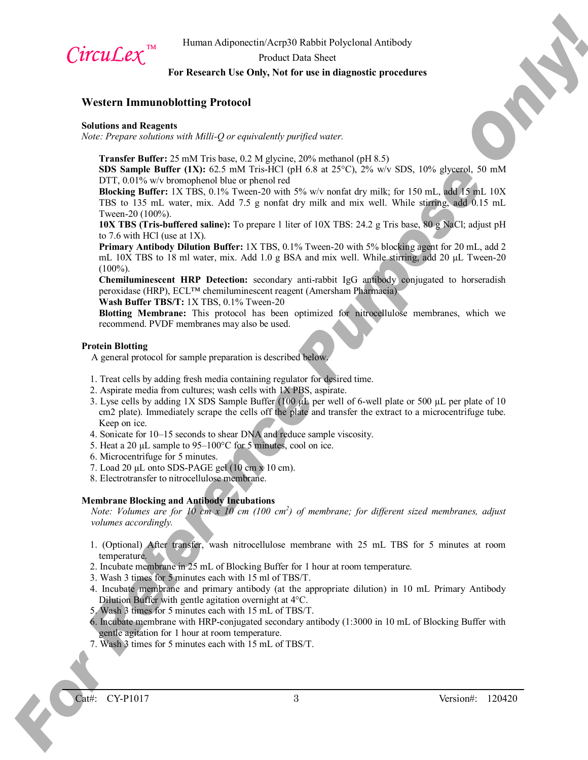## Western Immunoblotting Protocol

### Solutions and Reagents

*Note: Prepare solutions with Milli-Q or equivalently purified water.*

**Transfer Buffer:** 25 mM Tris base, 0.2 M glycine, 20% methanol (pH 8.5)
**SDS Sample Buffer (1X):** 62.5 mM Tris-HCl (pH 6.8 at 25°C), 2% w/v SDS, 10% glycerol, 50 mM DTT, 0.01% w/v bromophenol blue or phenol red
**Blocking Buffer:** 1X TBS, 0.1% Tween-20 with 5% w/v nonfat dry milk; for 150 mL, add 15 mL 10X TBS to 135 mL water, mix. Add 7.5 g nonfat dry milk and mix well. While stirring, add 0.15 mL Tween-20 (100%).
**10X TBS (Tris-buffered saline):** To prepare 1 liter of 10X TBS: 24.2 g Tris base, 80 g NaCl; adjust pH to 7.6 with HCl (use at 1X).
**Primary Antibody Dilution Buffer:** 1X TBS, 0.1% Tween-20 with 5% blocking agent for 20 mL, add 2 mL 10X TBS to 18 ml water, mix. Add 1.0 g BSA and mix well. While stirring, add 20 μL Tween-20 (100%).
**Chemiluminescent HRP Detection:** secondary anti-rabbit IgG antibody conjugated to horseradish peroxidase (HRP), ECL™ chemiluminescent reagent (Amersham Pharmacia)
**Wash Buffer TBS/T:** 1X TBS, 0.1% Tween-20
**Blotting Membrane:** This protocol has been optimized for nitrocellulose membranes, which we recommend. PVDF membranes may also be used.

### Protein Blotting

A general protocol for sample preparation is described below.

1. Treat cells by adding fresh media containing regulator for desired time.
2. Aspirate media from cultures; wash cells with 1X PBS, aspirate.
3. Lyse cells by adding 1X SDS Sample Buffer (100 μL per well of 6-well plate or 500 μL per plate of 10 cm2 plate). Immediately scrape the cells off the plate and transfer the extract to a microcentrifuge tube. Keep on ice.
4. Sonicate for 10–15 seconds to shear DNA and reduce sample viscosity.
5. Heat a 20 μL sample to 95–100°C for 5 minutes, cool on ice.
6. Microcentrifuge for 5 minutes.
7. Load 20 μL onto SDS-PAGE gel (10 cm x 10 cm).
8. Electrotransfer to nitrocellulose membrane.

### Membrane Blocking and Antibody Incubations

*Note: Volumes are for 10 cm x 10 cm (100 cm$^2$) of membrane; for different sized membranes, adjust volumes accordingly.*

1. (Optional) After transfer, wash nitrocellulose membrane with 25 mL TBS for 5 minutes at room temperature.
2. Incubate membrane in 25 mL of Blocking Buffer for 1 hour at room temperature.
3. Wash 3 times for 5 minutes each with 15 ml of TBS/T.
4. Incubate membrane and primary antibody (at the appropriate dilution) in 10 mL Primary Antibody Dilution Buffer with gentle agitation overnight at 4°C.
5. Wash 3 times for 5 minutes each with 15 mL of TBS/T.
6. Incubate membrane with HRP-conjugated secondary antibody (1:3000 in 10 mL of Blocking Buffer with gentle agitation for 1 hour at room temperature.
7. Wash 3 times for 5 minutes each with 15 mL of TBS/T.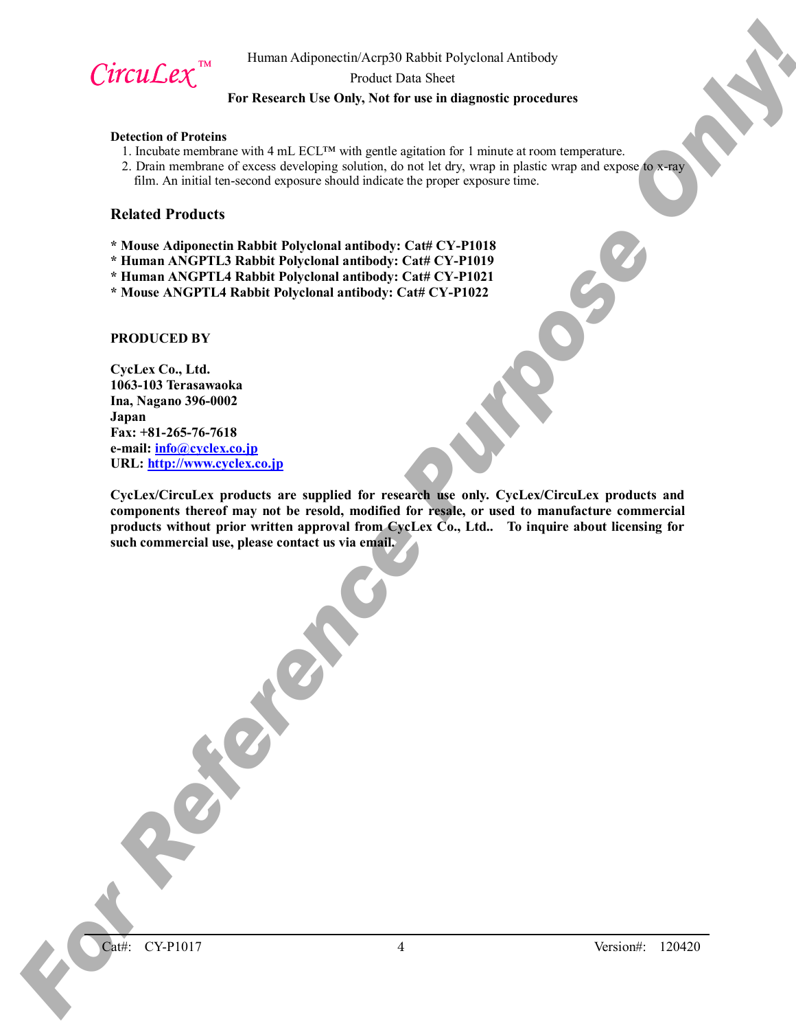**Detection of Proteins**

1. Incubate membrane with 4 mL ECL™ with gentle agitation for 1 minute at room temperature.
2. Drain membrane of excess developing solution, do not let dry, wrap in plastic wrap and expose to x-ray film. An initial ten-second exposure should indicate the proper exposure time.

## Related Products

**\* Mouse Adiponectin Rabbit Polyclonal antibody: Cat# CY-P1018**
**\* Human ANGPTL3 Rabbit Polyclonal antibody: Cat# CY-P1019**
**\* Human ANGPTL4 Rabbit Polyclonal antibody: Cat# CY-P1021**
**\* Mouse ANGPTL4 Rabbit Polyclonal antibody: Cat# CY-P1022**

**PRODUCED BY**

**CycLex Co., Ltd.**
**1063-103 Terasawaoka**
**Ina, Nagano 396-0002**
**Japan**
**Fax: +81-265-76-7618**
**e-mail: info@cyclex.co.jp**
**URL: http://www.cyclex.co.jp**

**CycLex/CircuLex products are supplied for research use only. CycLex/CircuLex products and components thereof may not be resold, modified for resale, or used to manufacture commercial products without prior written approval from CycLex Co., Ltd.. To inquire about licensing for such commercial use, please contact us via email.**